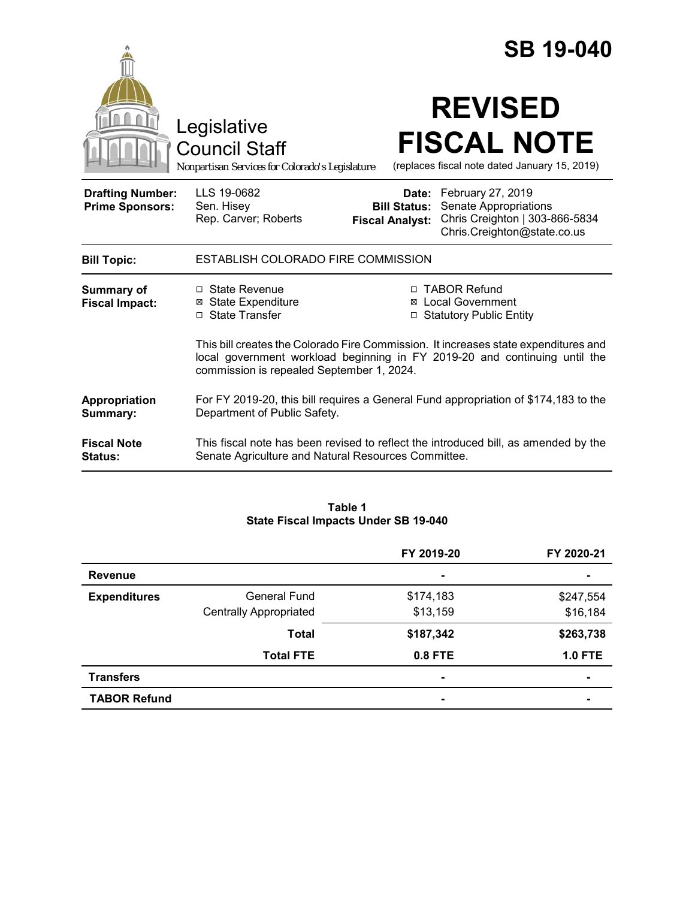# SB 19-040

Legislative Council Staff

*Nonpartisan Services for Colorado's Legislature*

# REVISED FISCAL NOTE

(replaces fiscal note dated January 15, 2019)

| | | | |
|---|---|---|---|
| **Drafting Number:** | LLS 19-0682 | **Date:** | February 27, 2019 |
| **Prime Sponsors:** | Sen. Hisey<br>Rep. Carver; Roberts | **Bill Status:** | Senate Appropriations |
| | | **Fiscal Analyst:** | Chris Creighton \| 303-866-5834<br>Chris.Creighton@state.co.us |

| | |
|---|---|
| **Bill Topic:** | ESTABLISH COLORADO FIRE COMMISSION |
| **Summary of Fiscal Impact:** | ☐ State Revenue<br>☒ State Expenditure<br>☐ State Transfer<br>☐ TABOR Refund<br>☒ Local Government<br>☐ Statutory Public Entity<br><br>This bill creates the Colorado Fire Commission. It increases state expenditures and local government workload beginning in FY 2019-20 and continuing until the commission is repealed September 1, 2024. |
| **Appropriation Summary:** | For FY 2019-20, this bill requires a General Fund appropriation of $174,183 to the Department of Public Safety. |
| **Fiscal Note Status:** | This fiscal note has been revised to reflect the introduced bill, as amended by the Senate Agriculture and Natural Resources Committee. |

**Table 1**
**State Fiscal Impacts Under SB 19-040**

| | | FY 2019-20 | FY 2020-21 |
|---|---|---|---|
| **Revenue** | | - | - |
| **Expenditures** | General Fund | $174,183 | $247,554 |
| | Centrally Appropriated | $13,159 | $16,184 |
| | **Total** | **$187,342** | **$263,738** |
| | **Total FTE** | **0.8 FTE** | **1.0 FTE** |
| **Transfers** | | - | - |
| **TABOR Refund** | | - | - |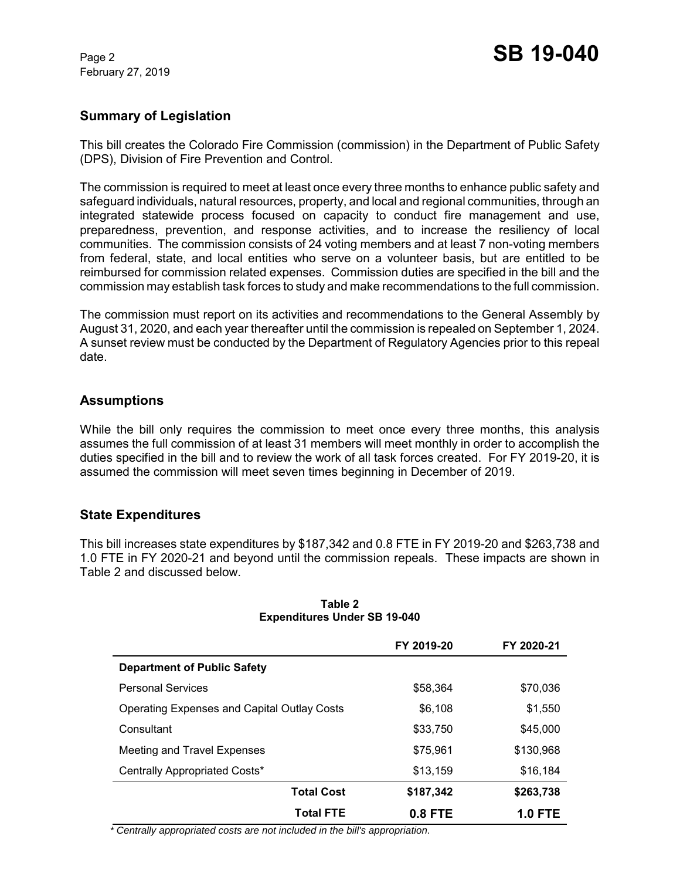## Summary of Legislation

This bill creates the Colorado Fire Commission (commission) in the Department of Public Safety (DPS), Division of Fire Prevention and Control.

The commission is required to meet at least once every three months to enhance public safety and safeguard individuals, natural resources, property, and local and regional communities, through an integrated statewide process focused on capacity to conduct fire management and use, preparedness, prevention, and response activities, and to increase the resiliency of local communities. The commission consists of 24 voting members and at least 7 non-voting members from federal, state, and local entities who serve on a volunteer basis, but are entitled to be reimbursed for commission related expenses. Commission duties are specified in the bill and the commission may establish task forces to study and make recommendations to the full commission.

The commission must report on its activities and recommendations to the General Assembly by August 31, 2020, and each year thereafter until the commission is repealed on September 1, 2024. A sunset review must be conducted by the Department of Regulatory Agencies prior to this repeal date.

## Assumptions

While the bill only requires the commission to meet once every three months, this analysis assumes the full commission of at least 31 members will meet monthly in order to accomplish the duties specified in the bill and to review the work of all task forces created. For FY 2019-20, it is assumed the commission will meet seven times beginning in December of 2019.

## State Expenditures

This bill increases state expenditures by $187,342 and 0.8 FTE in FY 2019-20 and $263,738 and 1.0 FTE in FY 2020-21 and beyond until the commission repeals. These impacts are shown in Table 2 and discussed below.

**Table 2**
**Expenditures Under SB 19-040**

| | FY 2019-20 | FY 2020-21 |
|---|---|---|
| **Department of Public Safety** | | |
| Personal Services | $58,364 | $70,036 |
| Operating Expenses and Capital Outlay Costs | $6,108 | $1,550 |
| Consultant | $33,750 | $45,000 |
| Meeting and Travel Expenses | $75,961 | $130,968 |
| Centrally Appropriated Costs* | $13,159 | $16,184 |
| **Total Cost** | **$187,342** | **$263,738** |
| **Total FTE** | **0.8 FTE** | **1.0 FTE** |

*\* Centrally appropriated costs are not included in the bill's appropriation.*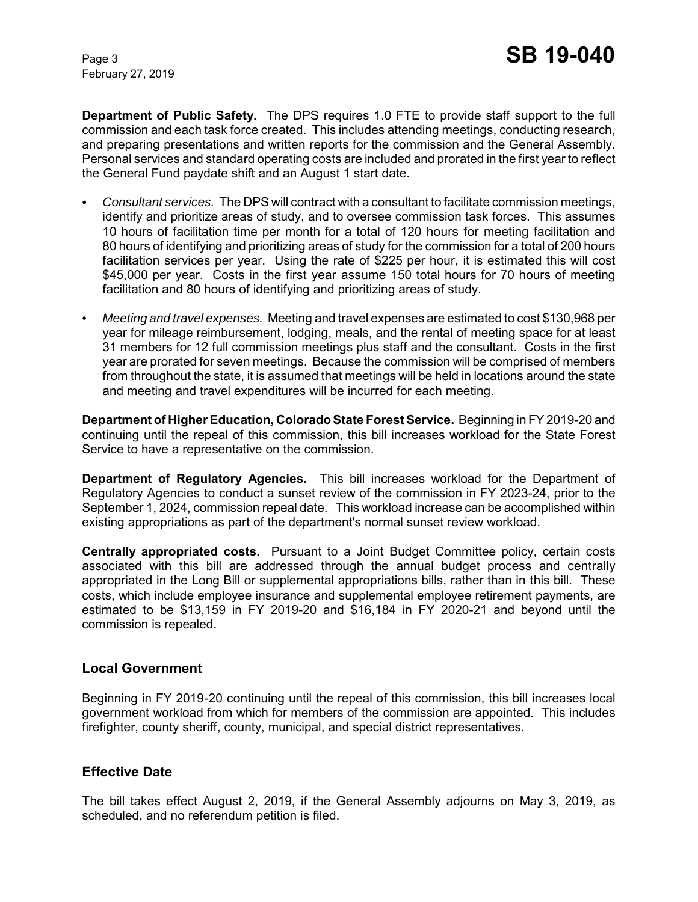**Department of Public Safety.** The DPS requires 1.0 FTE to provide staff support to the full commission and each task force created. This includes attending meetings, conducting research, and preparing presentations and written reports for the commission and the General Assembly. Personal services and standard operating costs are included and prorated in the first year to reflect the General Fund paydate shift and an August 1 start date.

- *Consultant services.* The DPS will contract with a consultant to facilitate commission meetings, identify and prioritize areas of study, and to oversee commission task forces. This assumes 10 hours of facilitation time per month for a total of 120 hours for meeting facilitation and 80 hours of identifying and prioritizing areas of study for the commission for a total of 200 hours facilitation services per year. Using the rate of $225 per hour, it is estimated this will cost $45,000 per year. Costs in the first year assume 150 total hours for 70 hours of meeting facilitation and 80 hours of identifying and prioritizing areas of study.
- *Meeting and travel expenses.* Meeting and travel expenses are estimated to cost $130,968 per year for mileage reimbursement, lodging, meals, and the rental of meeting space for at least 31 members for 12 full commission meetings plus staff and the consultant. Costs in the first year are prorated for seven meetings. Because the commission will be comprised of members from throughout the state, it is assumed that meetings will be held in locations around the state and meeting and travel expenditures will be incurred for each meeting.

**Department of Higher Education, Colorado State Forest Service.** Beginning in FY 2019-20 and continuing until the repeal of this commission, this bill increases workload for the State Forest Service to have a representative on the commission.

**Department of Regulatory Agencies.** This bill increases workload for the Department of Regulatory Agencies to conduct a sunset review of the commission in FY 2023-24, prior to the September 1, 2024, commission repeal date. This workload increase can be accomplished within existing appropriations as part of the department's normal sunset review workload.

**Centrally appropriated costs.** Pursuant to a Joint Budget Committee policy, certain costs associated with this bill are addressed through the annual budget process and centrally appropriated in the Long Bill or supplemental appropriations bills, rather than in this bill. These costs, which include employee insurance and supplemental employee retirement payments, are estimated to be $13,159 in FY 2019-20 and $16,184 in FY 2020-21 and beyond until the commission is repealed.

## Local Government

Beginning in FY 2019-20 continuing until the repeal of this commission, this bill increases local government workload from which for members of the commission are appointed. This includes firefighter, county sheriff, county, municipal, and special district representatives.

## Effective Date

The bill takes effect August 2, 2019, if the General Assembly adjourns on May 3, 2019, as scheduled, and no referendum petition is filed.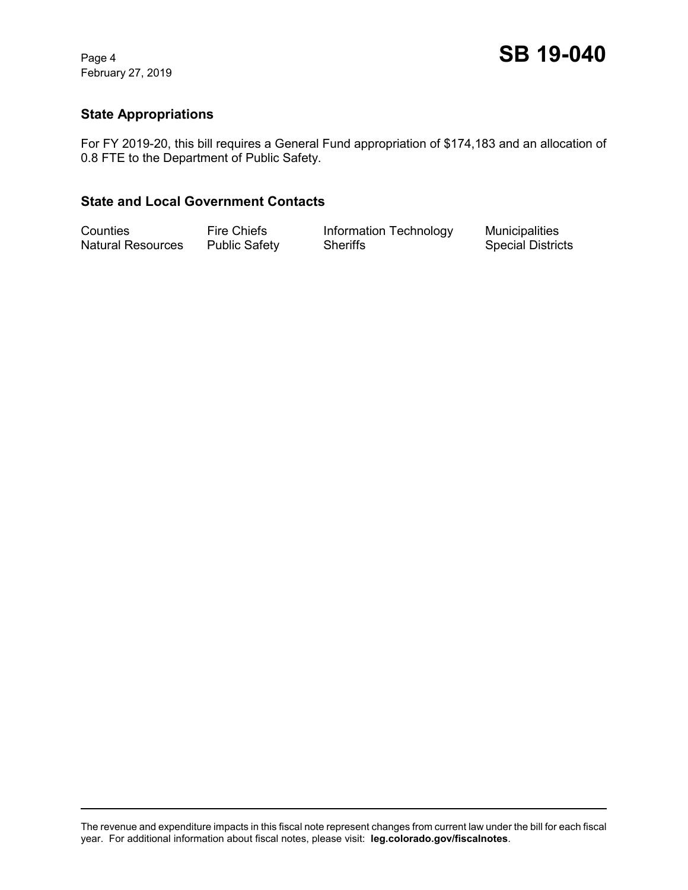## State Appropriations

For FY 2019-20, this bill requires a General Fund appropriation of $174,183 and an allocation of 0.8 FTE to the Department of Public Safety.

## State and Local Government Contacts

| | | | |
|---|---|---|---|
| Counties | Fire Chiefs | Information Technology | Municipalities |
| Natural Resources | Public Safety | Sheriffs | Special Districts |

The revenue and expenditure impacts in this fiscal note represent changes from current law under the bill for each fiscal year. For additional information about fiscal notes, please visit: **leg.colorado.gov/fiscalnotes**.